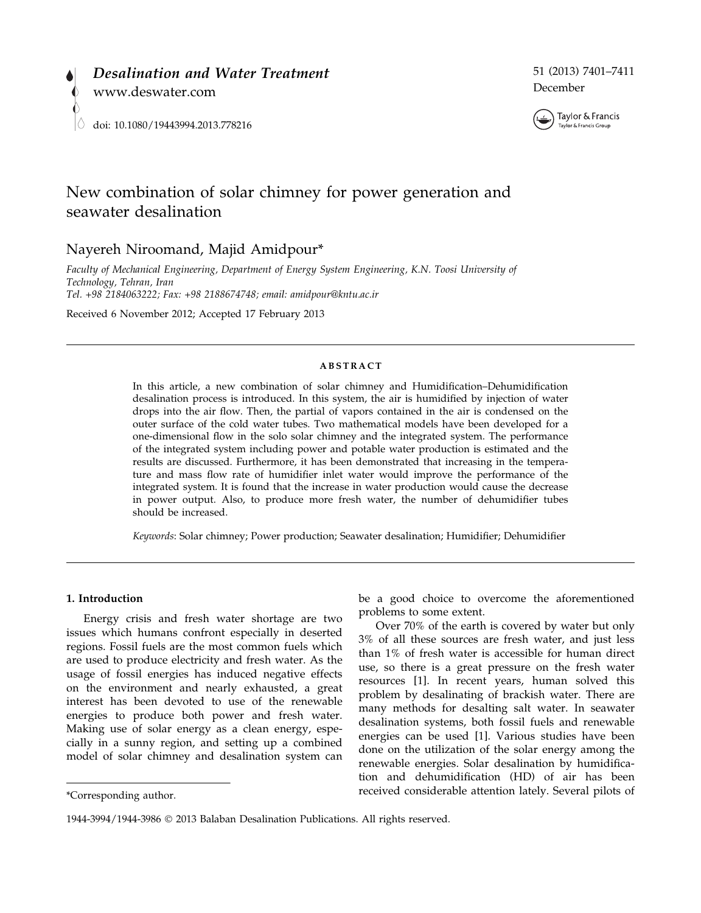# New combination of solar chimney for power generation and seawater desalination

Nayereh Niroomand, Majid Amidpour*

*Faculty of Mechanical Engineering, Department of Energy System Engineering, K.N. Toosi University of Technology, Tehran, Iran*
*Tel. +98 2184063222; Fax: +98 2188674748; email: amidpour@kntu.ac.ir*

Received 6 November 2012; Accepted 17 February 2013

## ABSTRACT

In this article, a new combination of solar chimney and Humidification–Dehumidification desalination process is introduced. In this system, the air is humidified by injection of water drops into the air flow. Then, the partial of vapors contained in the air is condensed on the outer surface of the cold water tubes. Two mathematical models have been developed for a one-dimensional flow in the solo solar chimney and the integrated system. The performance of the integrated system including power and potable water production is estimated and the results are discussed. Furthermore, it has been demonstrated that increasing in the temperature and mass flow rate of humidifier inlet water would improve the performance of the integrated system. It is found that the increase in water production would cause the decrease in power output. Also, to produce more fresh water, the number of dehumidifier tubes should be increased.

*Keywords*: Solar chimney; Power production; Seawater desalination; Humidifier; Dehumidifier

## 1. Introduction

Energy crisis and fresh water shortage are two issues which humans confront especially in deserted regions. Fossil fuels are the most common fuels which are used to produce electricity and fresh water. As the usage of fossil energies has induced negative effects on the environment and nearly exhausted, a great interest has been devoted to use of the renewable energies to produce both power and fresh water. Making use of solar energy as a clean energy, especially in a sunny region, and setting up a combined model of solar chimney and desalination system can be a good choice to overcome the aforementioned problems to some extent.

Over 70% of the earth is covered by water but only 3% of all these sources are fresh water, and just less than 1% of fresh water is accessible for human direct use, so there is a great pressure on the fresh water resources [1]. In recent years, human solved this problem by desalinating of brackish water. There are many methods for desalting salt water. In seawater desalination systems, both fossil fuels and renewable energies can be used [1]. Various studies have been done on the utilization of the solar energy among the renewable energies. Solar desalination by humidification and dehumidification (HD) of air has been received considerable attention lately. Several pilots of

*Corresponding author.

1944-3994/1944-3986 © 2013 Balaban Desalination Publications. All rights reserved.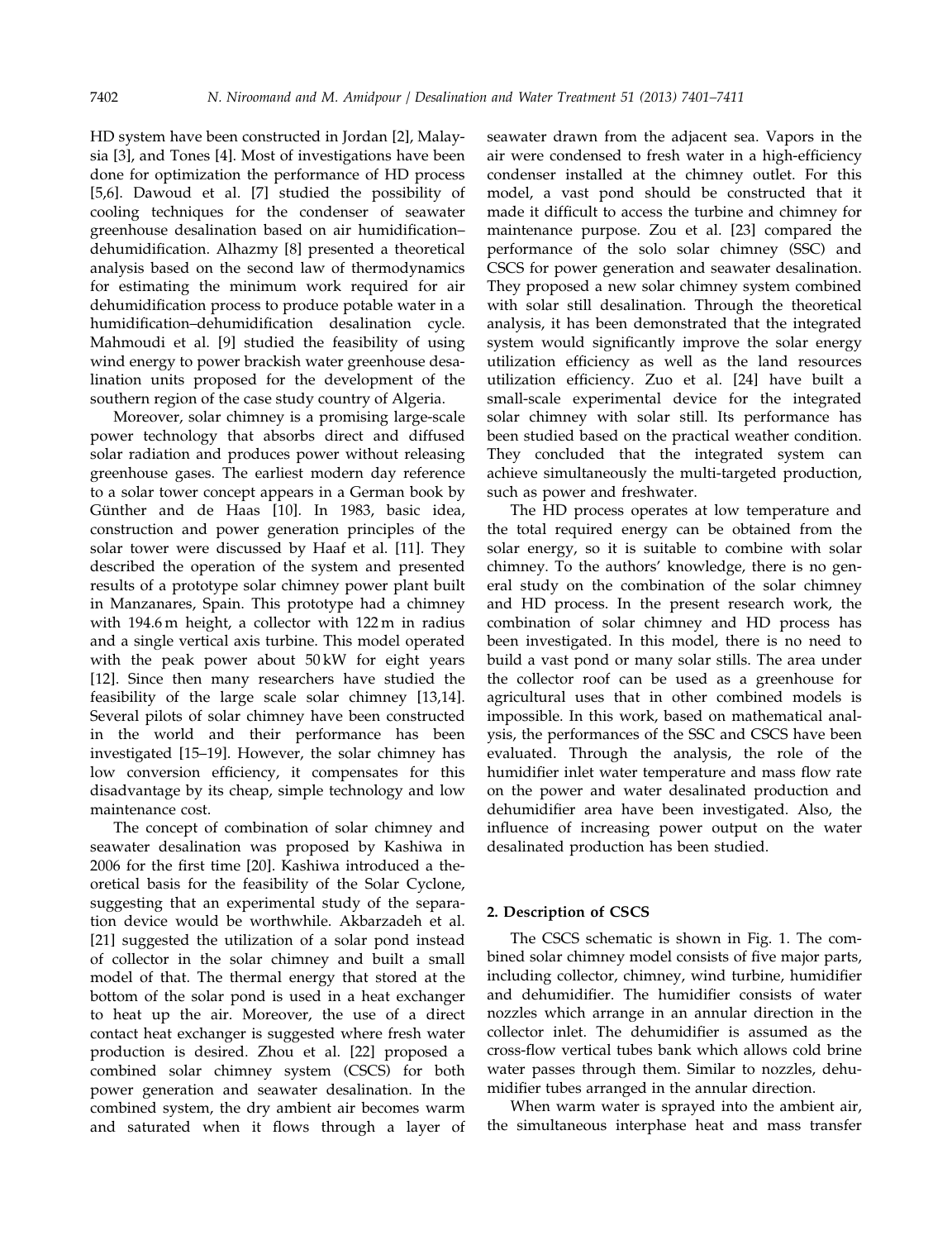HD system have been constructed in Jordan [2], Malaysia [3], and Tones [4]. Most of investigations have been done for optimization the performance of HD process [5,6]. Dawoud et al. [7] studied the possibility of cooling techniques for the condenser of seawater greenhouse desalination based on air humidification–dehumidification. Alhazmy [8] presented a theoretical analysis based on the second law of thermodynamics for estimating the minimum work required for air dehumidification process to produce potable water in a humidification–dehumidification desalination cycle. Mahmoudi et al. [9] studied the feasibility of using wind energy to power brackish water greenhouse desalination units proposed for the development of the southern region of the case study country of Algeria.

Moreover, solar chimney is a promising large-scale power technology that absorbs direct and diffused solar radiation and produces power without releasing greenhouse gases. The earliest modern day reference to a solar tower concept appears in a German book by Günther and de Haas [10]. In 1983, basic idea, construction and power generation principles of the solar tower were discussed by Haaf et al. [11]. They described the operation of the system and presented results of a prototype solar chimney power plant built in Manzanares, Spain. This prototype had a chimney with 194.6 m height, a collector with 122 m in radius and a single vertical axis turbine. This model operated with the peak power about 50 kW for eight years [12]. Since then many researchers have studied the feasibility of the large scale solar chimney [13,14]. Several pilots of solar chimney have been constructed in the world and their performance has been investigated [15–19]. However, the solar chimney has low conversion efficiency, it compensates for this disadvantage by its cheap, simple technology and low maintenance cost.

The concept of combination of solar chimney and seawater desalination was proposed by Kashiwa in 2006 for the first time [20]. Kashiwa introduced a theoretical basis for the feasibility of the Solar Cyclone, suggesting that an experimental study of the separation device would be worthwhile. Akbarzadeh et al. [21] suggested the utilization of a solar pond instead of collector in the solar chimney and built a small model of that. The thermal energy that stored at the bottom of the solar pond is used in a heat exchanger to heat up the air. Moreover, the use of a direct contact heat exchanger is suggested where fresh water production is desired. Zhou et al. [22] proposed a combined solar chimney system (CSCS) for both power generation and seawater desalination. In the combined system, the dry ambient air becomes warm and saturated when it flows through a layer of seawater drawn from the adjacent sea. Vapors in the air were condensed to fresh water in a high-efficiency condenser installed at the chimney outlet. For this model, a vast pond should be constructed that it made it difficult to access the turbine and chimney for maintenance purpose. Zou et al. [23] compared the performance of the solo solar chimney (SSC) and CSCS for power generation and seawater desalination. They proposed a new solar chimney system combined with solar still desalination. Through the theoretical analysis, it has been demonstrated that the integrated system would significantly improve the solar energy utilization efficiency as well as the land resources utilization efficiency. Zuo et al. [24] have built a small-scale experimental device for the integrated solar chimney with solar still. Its performance has been studied based on the practical weather condition. They concluded that the integrated system can achieve simultaneously the multi-targeted production, such as power and freshwater.

The HD process operates at low temperature and the total required energy can be obtained from the solar energy, so it is suitable to combine with solar chimney. To the authors' knowledge, there is no general study on the combination of the solar chimney and HD process. In the present research work, the combination of solar chimney and HD process has been investigated. In this model, there is no need to build a vast pond or many solar stills. The area under the collector roof can be used as a greenhouse for agricultural uses that in other combined models is impossible. In this work, based on mathematical analysis, the performances of the SSC and CSCS have been evaluated. Through the analysis, the role of the humidifier inlet water temperature and mass flow rate on the power and water desalinated production and dehumidifier area have been investigated. Also, the influence of increasing power output on the water desalinated production has been studied.

## 2. Description of CSCS

The CSCS schematic is shown in Fig. 1. The combined solar chimney model consists of five major parts, including collector, chimney, wind turbine, humidifier and dehumidifier. The humidifier consists of water nozzles which arrange in an annular direction in the collector inlet. The dehumidifier is assumed as the cross-flow vertical tubes bank which allows cold brine water passes through them. Similar to nozzles, dehumidifier tubes arranged in the annular direction.

When warm water is sprayed into the ambient air, the simultaneous interphase heat and mass transfer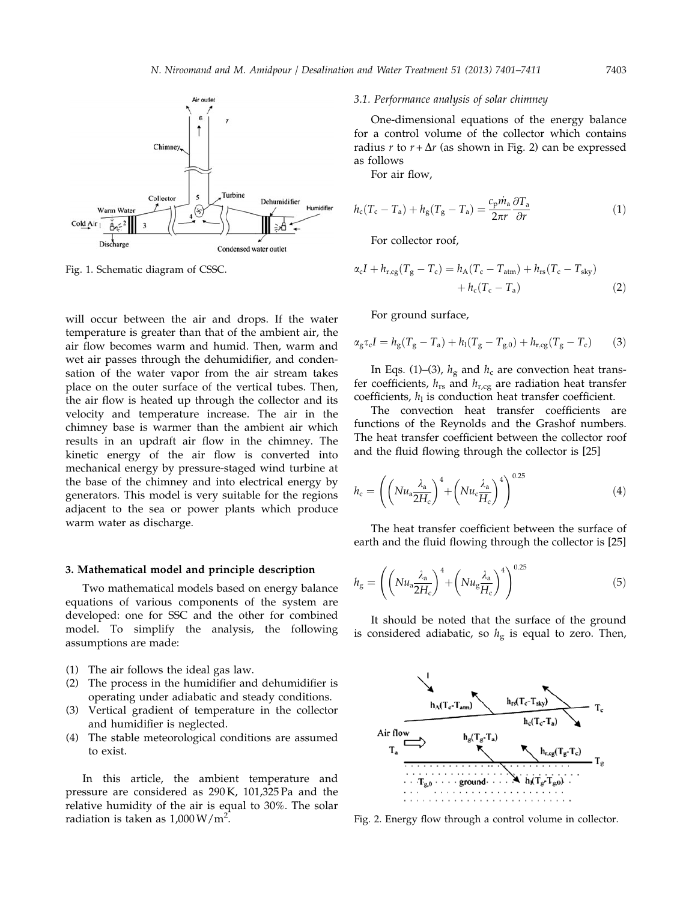Fig. 1. Schematic diagram of CSSC.

will occur between the air and drops. If the water temperature is greater than that of the ambient air, the air flow becomes warm and humid. Then, warm and wet air passes through the dehumidifier, and condensation of the water vapor from the air stream takes place on the outer surface of the vertical tubes. Then, the air flow is heated up through the collector and its velocity and temperature increase. The air in the chimney base is warmer than the ambient air which results in an updraft air flow in the chimney. The kinetic energy of the air flow is converted into mechanical energy by pressure-staged wind turbine at the base of the chimney and into electrical energy by generators. This model is very suitable for the regions adjacent to the sea or power plants which produce warm water as discharge.

## 3. Mathematical model and principle description

Two mathematical models based on energy balance equations of various components of the system are developed: one for SSC and the other for combined model. To simplify the analysis, the following assumptions are made:

(1) The air follows the ideal gas law.
(2) The process in the humidifier and dehumidifier is operating under adiabatic and steady conditions.
(3) Vertical gradient of temperature in the collector and humidifier is neglected.
(4) The stable meteorological conditions are assumed to exist.

In this article, the ambient temperature and pressure are considered as 290 K, 101,325 Pa and the relative humidity of the air is equal to 30%. The solar radiation is taken as 1,000 W/m$^2$.

### 3.1. Performance analysis of solar chimney

One-dimensional equations of the energy balance for a control volume of the collector which contains radius $r$ to $r + \Delta r$ (as shown in Fig. 2) can be expressed as follows

For air flow,

$$h_c(T_c - T_a) + h_g(T_g - T_a) = \frac{c_p \dot{m}_a}{2\pi r} \frac{\partial T_a}{\partial r} \tag{1}$$

For collector roof,

$$\alpha_c I + h_{r,cg}(T_g - T_c) = h_A(T_c - T_{atm}) + h_{rs}(T_c - T_{sky}) + h_c(T_c - T_a) \tag{2}$$

For ground surface,

$$\alpha_g \tau_c I = h_g(T_g - T_a) + h_l(T_g - T_{g,0}) + h_{r,cg}(T_g - T_c) \tag{3}$$

In Eqs. (1)–(3), $h_g$ and $h_c$ are convection heat transfer coefficients, $h_{rs}$ and $h_{r,cg}$ are radiation heat transfer coefficients, $h_l$ is conduction heat transfer coefficient.

The convection heat transfer coefficients are functions of the Reynolds and the Grashof numbers. The heat transfer coefficient between the collector roof and the fluid flowing through the collector is [25]

$$h_c = \left( \left( Nu_a \frac{\lambda_a}{2H_c} \right)^4 + \left( Nu_c \frac{\lambda_a}{H_c} \right)^4 \right)^{0.25} \tag{4}$$

The heat transfer coefficient between the surface of earth and the fluid flowing through the collector is [25]

$$h_g = \left( \left( Nu_a \frac{\lambda_a}{2H_c} \right)^4 + \left( Nu_g \frac{\lambda_a}{H_c} \right)^4 \right)^{0.25} \tag{5}$$

It should be noted that the surface of the ground is considered adiabatic, so $h_g$ is equal to zero. Then,

Fig. 2. Energy flow through a control volume in collector.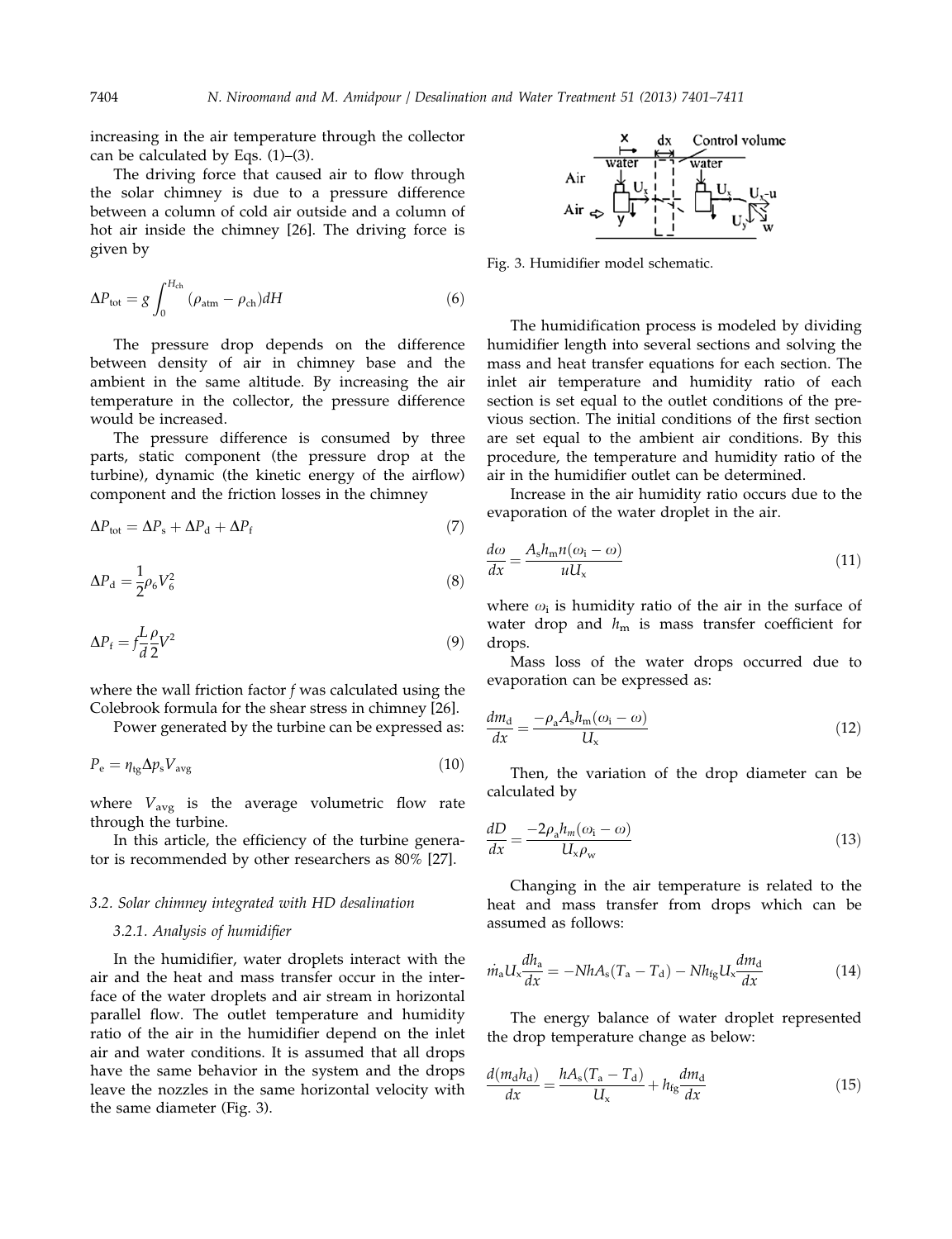increasing in the air temperature through the collector can be calculated by Eqs. (1)–(3).

The driving force that caused air to flow through the solar chimney is due to a pressure difference between a column of cold air outside and a column of hot air inside the chimney [26]. The driving force is given by

$$\Delta P_{\text{tot}} = g\int_0^{H_{\text{ch}}} (\rho_{\text{atm}} - \rho_{\text{ch}})dH \tag{6}$$

The pressure drop depends on the difference between density of air in chimney base and the ambient in the same altitude. By increasing the air temperature in the collector, the pressure difference would be increased.

The pressure difference is consumed by three parts, static component (the pressure drop at the turbine), dynamic (the kinetic energy of the airflow) component and the friction losses in the chimney

$$\Delta P_{\text{tot}} = \Delta P_{\text{s}} + \Delta P_{\text{d}} + \Delta P_{\text{f}} \tag{7}$$

$$\Delta P_{\text{d}} = \frac{1}{2}\rho_6 V_6^2 \tag{8}$$

$$\Delta P_{\text{f}} = f\frac{L}{d}\frac{\rho}{2}V^2 \tag{9}$$

where the wall friction factor $f$ was calculated using the Colebrook formula for the shear stress in chimney [26].

Power generated by the turbine can be expressed as:

$$P_{\text{e}} = \eta_{\text{tg}}\Delta p_{\text{s}} V_{\text{avg}} \tag{10}$$

where $V_{\text{avg}}$ is the average volumetric flow rate through the turbine.

In this article, the efficiency of the turbine generator is recommended by other researchers as 80% [27].

### 3.2. Solar chimney integrated with HD desalination

#### 3.2.1. Analysis of humidifier

In the humidifier, water droplets interact with the air and the heat and mass transfer occur in the interface of the water droplets and air stream in horizontal parallel flow. The outlet temperature and humidity ratio of the air in the humidifier depend on the inlet air and water conditions. It is assumed that all drops have the same behavior in the system and the drops leave the nozzles in the same horizontal velocity with the same diameter (Fig. 3).

Fig. 3. Humidifier model schematic.

The humidification process is modeled by dividing humidifier length into several sections and solving the mass and heat transfer equations for each section. The inlet air temperature and humidity ratio of each section is set equal to the outlet conditions of the previous section. The initial conditions of the first section are set equal to the ambient air conditions. By this procedure, the temperature and humidity ratio of the air in the humidifier outlet can be determined.

Increase in the air humidity ratio occurs due to the evaporation of the water droplet in the air.

$$\frac{d\omega}{dx} = \frac{A_{\text{s}} h_{\text{m}} n(\omega_{\text{i}} - \omega)}{u U_{\text{x}}} \tag{11}$$

where $\omega_{\text{i}}$ is humidity ratio of the air in the surface of water drop and $h_{\text{m}}$ is mass transfer coefficient for drops.

Mass loss of the water drops occurred due to evaporation can be expressed as:

$$\frac{dm_{\text{d}}}{dx} = \frac{-\rho_{\text{a}} A_{\text{s}} h_{\text{m}}(\omega_{\text{i}} - \omega)}{U_{\text{x}}} \tag{12}$$

Then, the variation of the drop diameter can be calculated by

$$\frac{dD}{dx} = \frac{-2\rho_{\text{a}} h_m(\omega_{\text{i}} - \omega)}{U_{\text{x}}\rho_{\text{w}}} \tag{13}$$

Changing in the air temperature is related to the heat and mass transfer from drops which can be assumed as follows:

$$\dot{m}_{\text{a}} U_{\text{x}}\frac{dh_{\text{a}}}{dx} = -NhA_{\text{s}}(T_{\text{a}} - T_{\text{d}}) - Nh_{\text{fg}} U_{\text{x}}\frac{dm_{\text{d}}}{dx} \tag{14}$$

The energy balance of water droplet represented the drop temperature change as below:

$$\frac{d(m_{\text{d}} h_{\text{d}})}{dx} = \frac{hA_{\text{s}}(T_{\text{a}} - T_{\text{d}})}{U_{\text{x}}} + h_{\text{fg}}\frac{dm_{\text{d}}}{dx} \tag{15}$$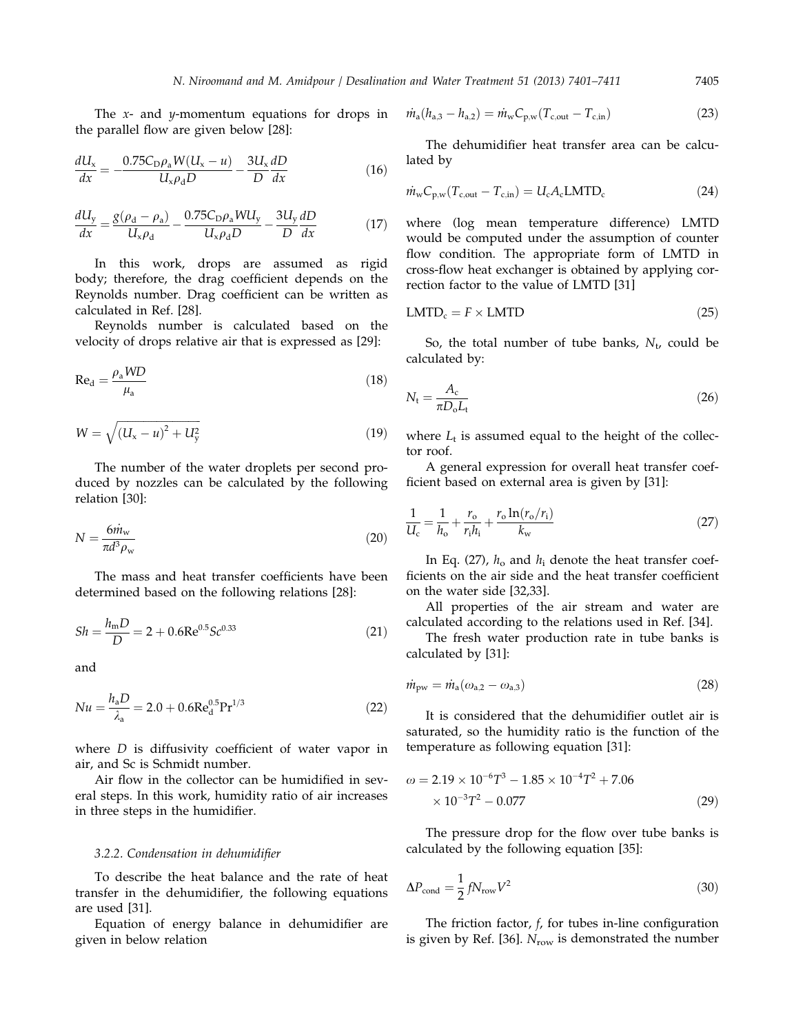The $x$- and $y$-momentum equations for drops in the parallel flow are given below [28]:

$$\frac{dU_x}{dx} = -\frac{0.75C_D\rho_a W(U_x - u)}{U_x\rho_d D} - \frac{3U_x}{D}\frac{dD}{dx} \tag{16}$$

$$\frac{dU_y}{dx} = \frac{g(\rho_d - \rho_a)}{U_x\rho_d} - \frac{0.75C_D\rho_a WU_y}{U_x\rho_d D} - \frac{3U_y}{D}\frac{dD}{dx} \tag{17}$$

In this work, drops are assumed as rigid body; therefore, the drag coefficient depends on the Reynolds number. Drag coefficient can be written as calculated in Ref. [28].

Reynolds number is calculated based on the velocity of drops relative air that is expressed as [29]:

$$\mathrm{Re}_d = \frac{\rho_a WD}{\mu_a} \tag{18}$$

$$W = \sqrt{(U_x - u)^2 + U_y^2} \tag{19}$$

The number of the water droplets per second produced by nozzles can be calculated by the following relation [30]:

$$N = \frac{6\dot{m}_w}{\pi d^3\rho_w} \tag{20}$$

The mass and heat transfer coefficients have been determined based on the following relations [28]:

$$Sh = \frac{h_m D}{D} = 2 + 0.6\mathrm{Re}^{0.5}Sc^{0.33} \tag{21}$$

and

$$Nu = \frac{h_a D}{\lambda_a} = 2.0 + 0.6\mathrm{Re}_d^{0.5}\mathrm{Pr}^{1/3} \tag{22}$$

where $D$ is diffusivity coefficient of water vapor in air, and Sc is Schmidt number.

Air flow in the collector can be humidified in several steps. In this work, humidity ratio of air increases in three steps in the humidifier.

### 3.2.2. Condensation in dehumidifier

To describe the heat balance and the rate of heat transfer in the dehumidifier, the following equations are used [31].

Equation of energy balance in dehumidifier are given in below relation

$$\dot{m}_a(h_{a,3} - h_{a,2}) = \dot{m}_w C_{p,w}(T_{c,out} - T_{c,in}) \tag{23}$$

The dehumidifier heat transfer area can be calculated by

$$\dot{m}_w C_{p,w}(T_{c,out} - T_{c,in}) = U_c A_c \mathrm{LMTD}_c \tag{24}$$

where (log mean temperature difference) LMTD would be computed under the assumption of counter flow condition. The appropriate form of LMTD in cross-flow heat exchanger is obtained by applying correction factor to the value of LMTD [31]

$$\mathrm{LMTD}_c = F \times \mathrm{LMTD} \tag{25}$$

So, the total number of tube banks, $N_t$, could be calculated by:

$$N_t = \frac{A_c}{\pi D_o L_t} \tag{26}$$

where $L_t$ is assumed equal to the height of the collector roof.

A general expression for overall heat transfer coefficient based on external area is given by [31]:

$$\frac{1}{U_c} = \frac{1}{h_o} + \frac{r_o}{r_i h_i} + \frac{r_o \ln(r_o/r_i)}{k_w} \tag{27}$$

In Eq. (27), $h_o$ and $h_i$ denote the heat transfer coefficients on the air side and the heat transfer coefficient on the water side [32,33].

All properties of the air stream and water are calculated according to the relations used in Ref. [34].

The fresh water production rate in tube banks is calculated by [31]:

$$\dot{m}_{pw} = \dot{m}_a(\omega_{a,2} - \omega_{a,3}) \tag{28}$$

It is considered that the dehumidifier outlet air is saturated, so the humidity ratio is the function of the temperature as following equation [31]:

$$\omega = 2.19 \times 10^{-6}T^3 - 1.85 \times 10^{-4}T^2 + 7.06 \times 10^{-3}T^2 - 0.077 \tag{29}$$

The pressure drop for the flow over tube banks is calculated by the following equation [35]:

$$\Delta P_{cond} = \frac{1}{2} f N_{row} V^2 \tag{30}$$

The friction factor, $f$, for tubes in-line configuration is given by Ref. [36]. $N_{row}$ is demonstrated the number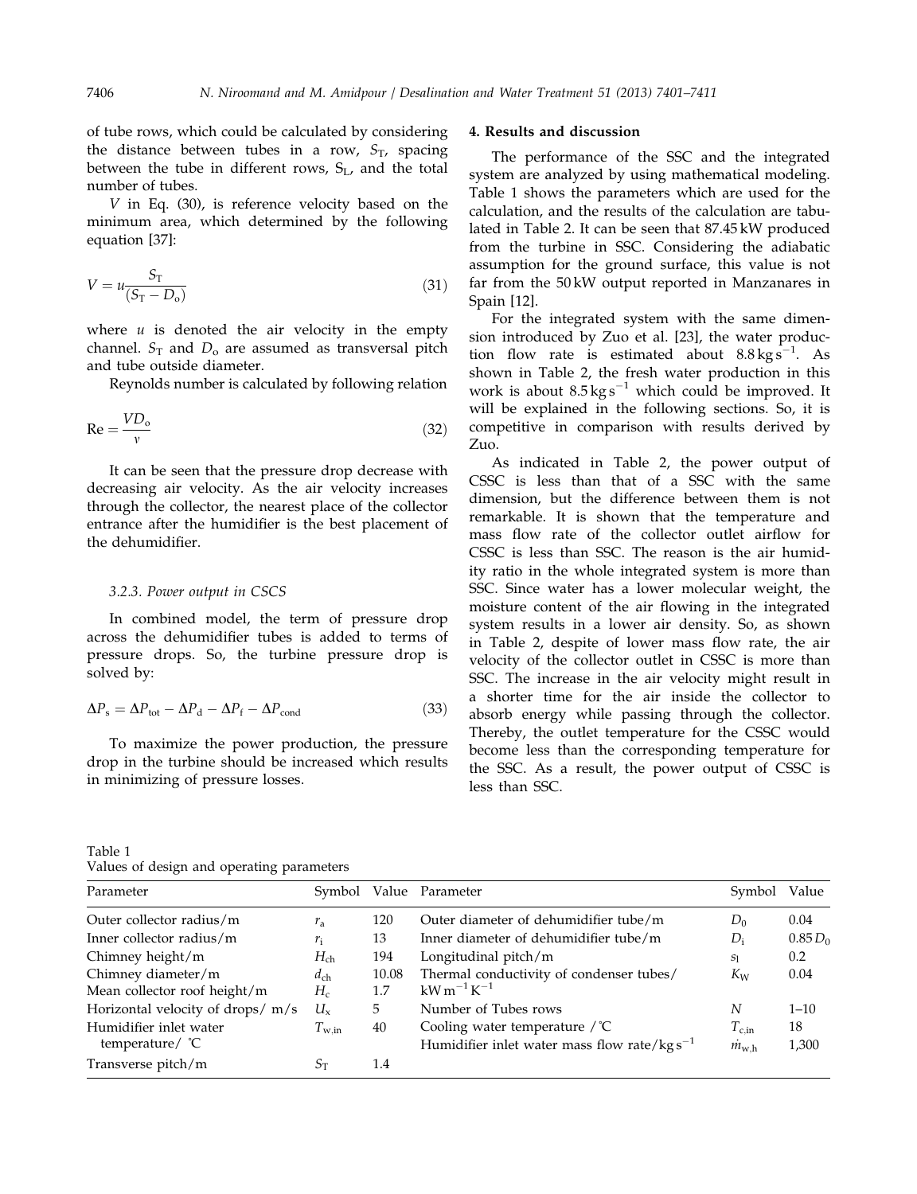of tube rows, which could be calculated by considering the distance between tubes in a row, $S_T$, spacing between the tube in different rows, $S_L$, and the total number of tubes.

$V$ in Eq. (30), is reference velocity based on the minimum area, which determined by the following equation [37]:

$$V = u\frac{S_T}{(S_T - D_o)} \tag{31}$$

where $u$ is denoted the air velocity in the empty channel. $S_T$ and $D_o$ are assumed as transversal pitch and tube outside diameter.

Reynolds number is calculated by following relation

$$\mathrm{Re} = \frac{VD_o}{\nu} \tag{32}$$

It can be seen that the pressure drop decrease with decreasing air velocity. As the air velocity increases through the collector, the nearest place of the collector entrance after the humidifier is the best placement of the dehumidifier.

### 3.2.3. Power output in CSCS

In combined model, the term of pressure drop across the dehumidifier tubes is added to terms of pressure drops. So, the turbine pressure drop is solved by:

$$\Delta P_s = \Delta P_{tot} - \Delta P_d - \Delta P_f - \Delta P_{cond} \tag{33}$$

To maximize the power production, the pressure drop in the turbine should be increased which results in minimizing of pressure losses.

## 4. Results and discussion

The performance of the SSC and the integrated system are analyzed by using mathematical modeling. Table 1 shows the parameters which are used for the calculation, and the results of the calculation are tabulated in Table 2. It can be seen that 87.45 kW produced from the turbine in SSC. Considering the adiabatic assumption for the ground surface, this value is not far from the 50 kW output reported in Manzanares in Spain [12].

For the integrated system with the same dimension introduced by Zuo et al. [23], the water production flow rate is estimated about 8.8 $\mathrm{kg\,s^{-1}}$. As shown in Table 2, the fresh water production in this work is about 8.5 $\mathrm{kg\,s^{-1}}$ which could be improved. It will be explained in the following sections. So, it is competitive in comparison with results derived by Zuo.

As indicated in Table 2, the power output of CSSC is less than that of a SSC with the same dimension, but the difference between them is not remarkable. It is shown that the temperature and mass flow rate of the collector outlet airflow for CSSC is less than SSC. The reason is the air humidity ratio in the whole integrated system is more than SSC. Since water has a lower molecular weight, the moisture content of the air flowing in the integrated system results in a lower air density. So, as shown in Table 2, despite of lower mass flow rate, the air velocity of the collector outlet in CSSC is more than SSC. The increase in the air velocity might result in a shorter time for the air inside the collector to absorb energy while passing through the collector. Thereby, the outlet temperature for the CSSC would become less than the corresponding temperature for the SSC. As a result, the power output of CSSC is less than SSC.

Table 1
Values of design and operating parameters

| Parameter | Symbol | Value | Parameter | Symbol | Value |
|---|---|---|---|---|---|
| Outer collector radius/m | $r_a$ | 120 | Outer diameter of dehumidifier tube/m | $D_0$ | 0.04 |
| Inner collector radius/m | $r_i$ | 13 | Inner diameter of dehumidifier tube/m | $D_i$ | $0.85 D_0$ |
| Chimney height/m | $H_{ch}$ | 194 | Longitudinal pitch/m | $s_l$ | 0.2 |
| Chimney diameter/m | $d_{ch}$ | 10.08 | Thermal conductivity of condenser tubes/ $\mathrm{kW\,m^{-1}\,K^{-1}}$ | $K_W$ | 0.04 |
| Mean collector roof height/m | $H_c$ | 1.7 | | | |
| Horizontal velocity of drops/ m/s | $U_x$ | 5 | Number of Tubes rows | $N$ | 1–10 |
| Humidifier inlet water temperature/ ℃ | $T_{w,in}$ | 40 | Cooling water temperature /℃ | $T_{c,in}$ | 18 |
| | | | Humidifier inlet water mass flow rate/$\mathrm{kg\,s^{-1}}$ | $\dot{m}_{w,h}$ | 1,300 |
| Transverse pitch/m | $S_T$ | 1.4 | | | |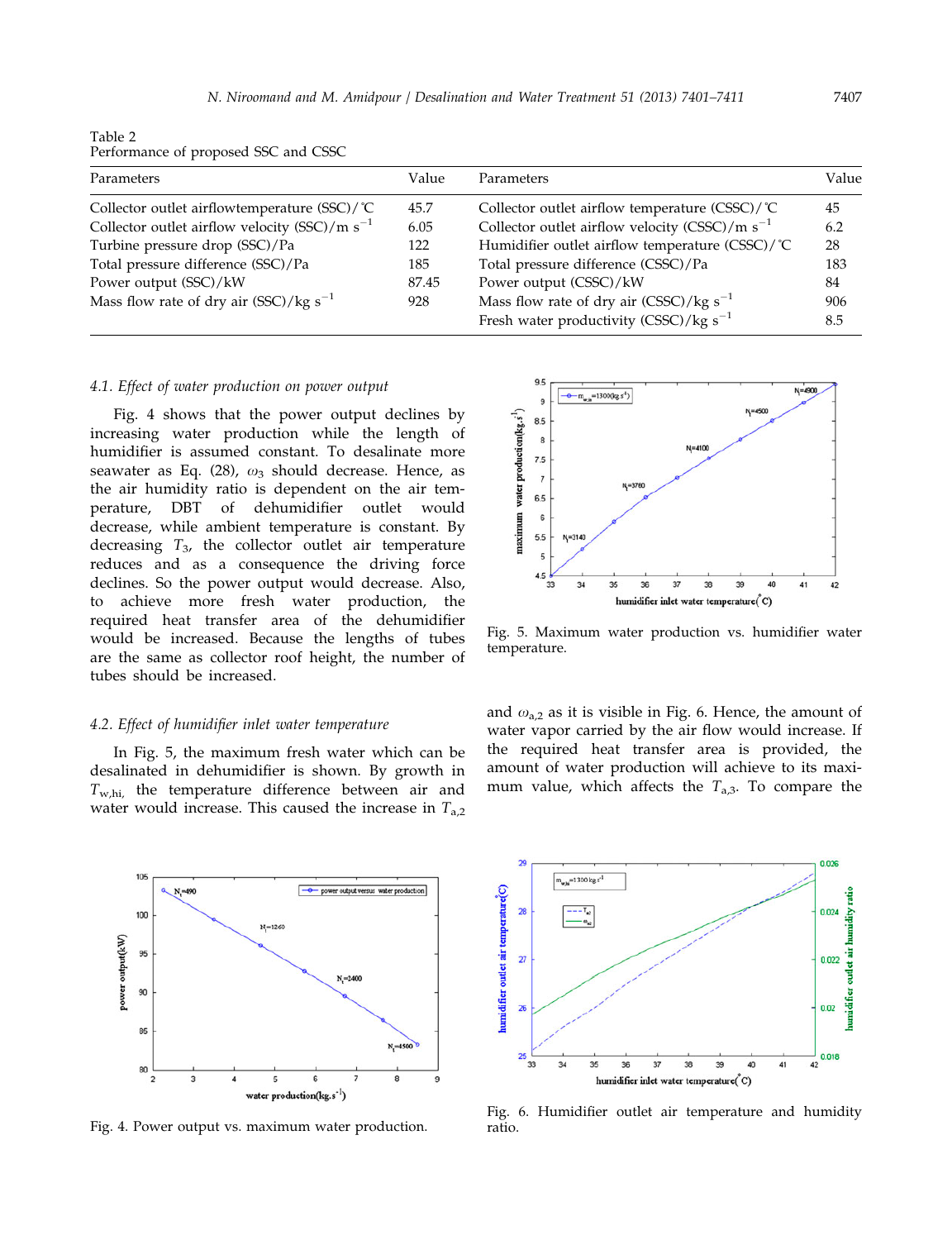Table 2
Performance of proposed SSC and CSSC

| Parameters | Value | Parameters | Value |
|---|---|---|---|
| Collector outlet airflowtemperature (SSC)/˚C | 45.7 | Collector outlet airflow temperature (CSSC)/˚C | 45 |
| Collector outlet airflow velocity (SSC)/m $s^{-1}$ | 6.05 | Collector outlet airflow velocity (CSSC)/m $s^{-1}$ | 6.2 |
| Turbine pressure drop (SSC)/Pa | 122 | Humidifier outlet airflow temperature (CSSC)/˚C | 28 |
| Total pressure difference (SSC)/Pa | 185 | Total pressure difference (CSSC)/Pa | 183 |
| Power output (SSC)/kW | 87.45 | Power output (CSSC)/kW | 84 |
| Mass flow rate of dry air (SSC)/kg $s^{-1}$ | 928 | Mass flow rate of dry air (CSSC)/kg $s^{-1}$ | 906 |
| | | Fresh water productivity (CSSC)/kg $s^{-1}$ | 8.5 |

### 4.1. Effect of water production on power output

Fig. 4 shows that the power output declines by increasing water production while the length of humidifier is assumed constant. To desalinate more seawater as Eq. (28), $\omega_3$ should decrease. Hence, as the air humidity ratio is dependent on the air temperature, DBT of dehumidifier outlet would decrease, while ambient temperature is constant. By decreasing $T_3$, the collector outlet air temperature reduces and as a consequence the driving force declines. So the power output would decrease. Also, to achieve more fresh water production, the required heat transfer area of the dehumidifier would be increased. Because the lengths of tubes are the same as collector roof height, the number of tubes should be increased.

### 4.2. Effect of humidifier inlet water temperature

In Fig. 5, the maximum fresh water which can be desalinated in dehumidifier is shown. By growth in $T_{w,hi}$, the temperature difference between air and water would increase. This caused the increase in $T_{a,2}$ and $\omega_{a,2}$ as it is visible in Fig. 6. Hence, the amount of water vapor carried by the air flow would increase. If the required heat transfer area is provided, the amount of water production will achieve to its maximum value, which affects the $T_{a,3}$. To compare the

Fig. 5. Maximum water production vs. humidifier water temperature.

Fig. 4. Power output vs. maximum water production.

Fig. 6. Humidifier outlet air temperature and humidity ratio.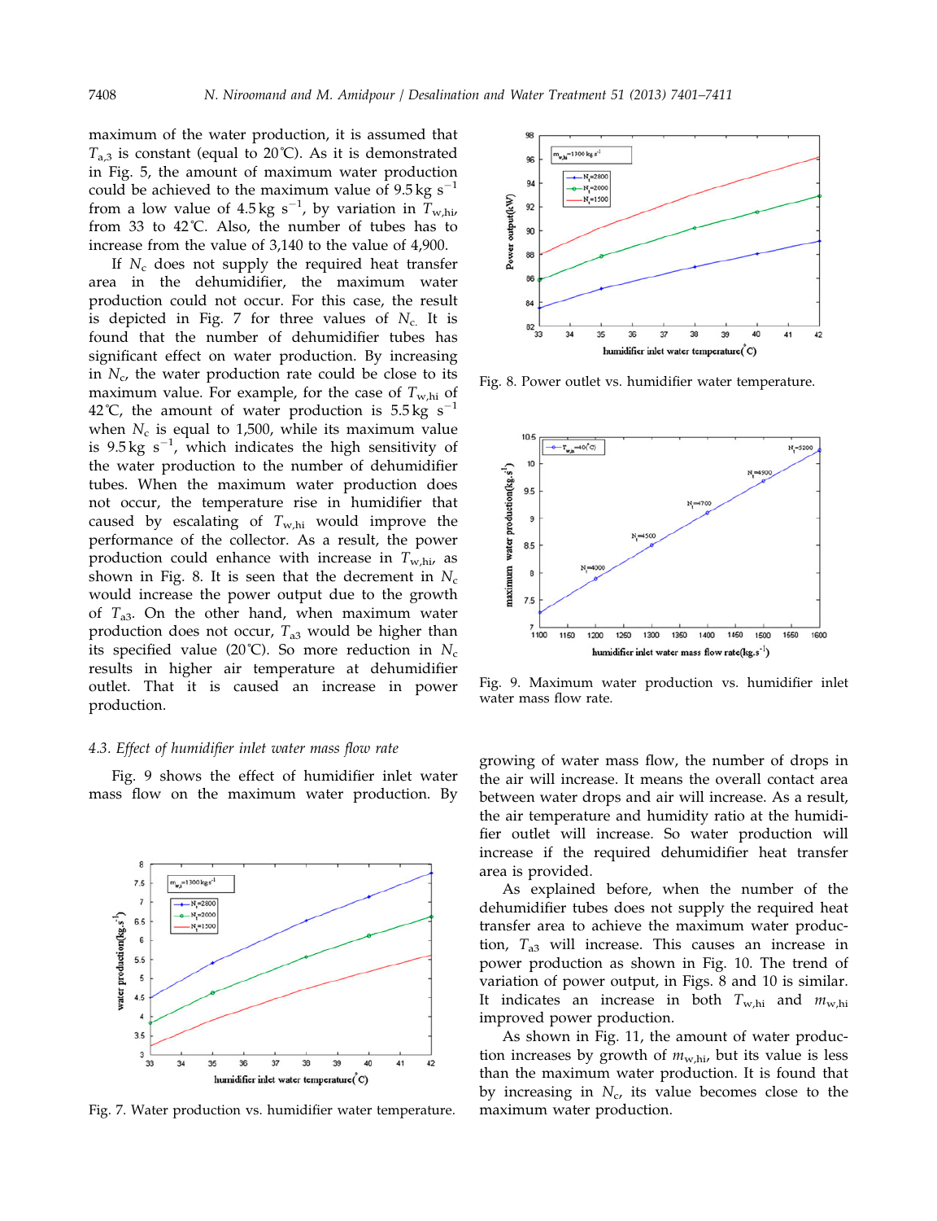maximum of the water production, it is assumed that $T_{a,3}$ is constant (equal to 20°C). As it is demonstrated in Fig. 5, the amount of maximum water production could be achieved to the maximum value of 9.5 kg $s^{-1}$ from a low value of 4.5 kg $s^{-1}$, by variation in $T_{w,hi}$, from 33 to 42°C. Also, the number of tubes has to increase from the value of 3,140 to the value of 4,900.

If $N_c$ does not supply the required heat transfer area in the dehumidifier, the maximum water production could not occur. For this case, the result is depicted in Fig. 7 for three values of $N_c$. It is found that the number of dehumidifier tubes has significant effect on water production. By increasing in $N_c$, the water production rate could be close to its maximum value. For example, for the case of $T_{w,hi}$ of 42°C, the amount of water production is 5.5 kg $s^{-1}$ when $N_c$ is equal to 1,500, while its maximum value is 9.5 kg $s^{-1}$, which indicates the high sensitivity of the water production to the number of dehumidifier tubes. When the maximum water production does not occur, the temperature rise in humidifier that caused by escalating of $T_{w,hi}$ would improve the performance of the collector. As a result, the power production could enhance with increase in $T_{w,hi}$, as shown in Fig. 8. It is seen that the decrement in $N_c$ would increase the power output due to the growth of $T_{a3}$. On the other hand, when maximum water production does not occur, $T_{a3}$ would be higher than its specified value (20°C). So more reduction in $N_c$ results in higher air temperature at dehumidifier outlet. That it is caused an increase in power production.

Fig. 7. Water production vs. humidifier water temperature.

Fig. 8. Power outlet vs. humidifier water temperature.

Fig. 9. Maximum water production vs. humidifier inlet water mass flow rate.

### 4.3. Effect of humidifier inlet water mass flow rate

Fig. 9 shows the effect of humidifier inlet water mass flow on the maximum water production. By growing of water mass flow, the number of drops in the air will increase. It means the overall contact area between water drops and air will increase. As a result, the air temperature and humidity ratio at the humidifier outlet will increase. So water production will increase if the required dehumidifier heat transfer area is provided.

As explained before, when the number of the dehumidifier tubes does not supply the required heat transfer area to achieve the maximum water production, $T_{a3}$ will increase. This causes an increase in power production as shown in Fig. 10. The trend of variation of power output, in Figs. 8 and 10 is similar. It indicates an increase in both $T_{w,hi}$ and $m_{w,hi}$ improved power production.

As shown in Fig. 11, the amount of water production increases by growth of $m_{w,hi}$, but its value is less than the maximum water production. It is found that by increasing in $N_c$, its value becomes close to the maximum water production.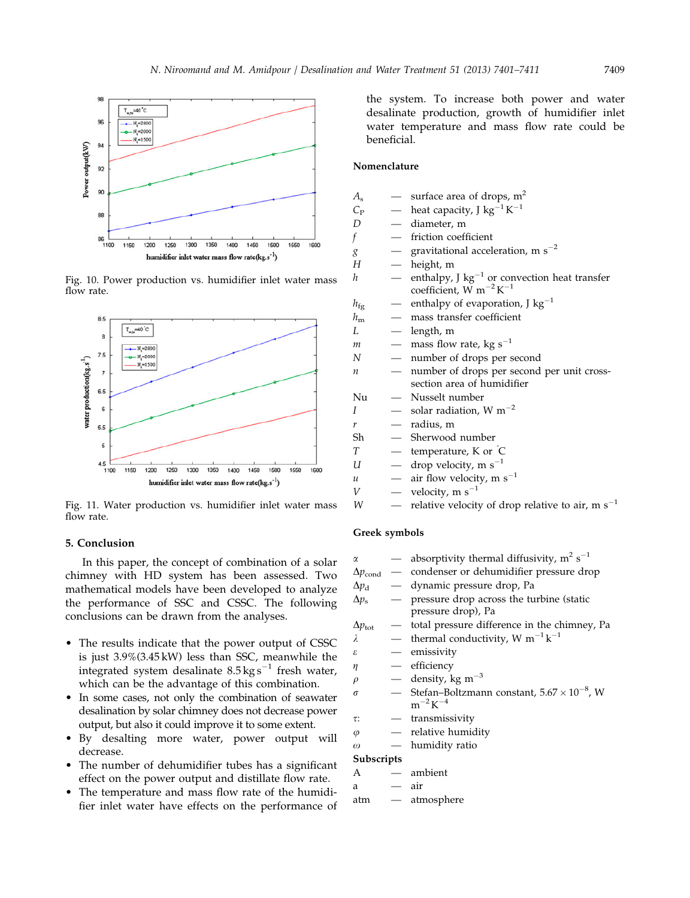Fig. 10. Power production vs. humidifier inlet water mass flow rate.

Fig. 11. Water production vs. humidifier inlet water mass flow rate.

## 5. Conclusion

In this paper, the concept of combination of a solar chimney with HD system has been assessed. Two mathematical models have been developed to analyze the performance of SSC and CSSC. The following conclusions can be drawn from the analyses.

- The results indicate that the power output of CSSC is just 3.9%(3.45 kW) less than SSC, meanwhile the integrated system desalinate 8.5 kg s$^{-1}$ fresh water, which can be the advantage of this combination.
- In some cases, not only the combination of seawater desalination by solar chimney does not decrease power output, but also it could improve it to some extent.
- By desalting more water, power output will decrease.
- The number of dehumidifier tubes has a significant effect on the power output and distillate flow rate.
- The temperature and mass flow rate of the humidifier inlet water have effects on the performance of the system. To increase both power and water desalinate production, growth of humidifier inlet water temperature and mass flow rate could be beneficial.

## Nomenclature

| | | |
|---|---|---|
| $A_s$ | — | surface area of drops, m$^2$ |
| $C_P$ | — | heat capacity, J kg$^{-1}$ K$^{-1}$ |
| $D$ | — | diameter, m |
| $f$ | — | friction coefficient |
| $g$ | — | gravitational acceleration, m s$^{-2}$ |
| $H$ | — | height, m |
| $h$ | — | enthalpy, J kg$^{-1}$ or convection heat transfer coefficient, W m$^{-2}$ K$^{-1}$ |
| $h_{fg}$ | — | enthalpy of evaporation, J kg$^{-1}$ |
| $h_m$ | — | mass transfer coefficient |
| $L$ | — | length, m |
| $m$ | — | mass flow rate, kg s$^{-1}$ |
| $N$ | — | number of drops per second |
| $n$ | — | number of drops per second per unit cross-section area of humidifier |
| Nu | — | Nusselt number |
| $I$ | — | solar radiation, W m$^{-2}$ |
| $r$ | — | radius, m |
| Sh | — | Sherwood number |
| $T$ | — | temperature, K or ˚C |
| $U$ | — | drop velocity, m s$^{-1}$ |
| $u$ | — | air flow velocity, m s$^{-1}$ |
| $V$ | — | velocity, m s$^{-1}$ |
| $W$ | — | relative velocity of drop relative to air, m s$^{-1}$ |

## Greek symbols

| | | |
|---|---|---|
| $\alpha$ | — | absorptivity thermal diffusivity, m$^2$ s$^{-1}$ |
| $\Delta p_{cond}$ | — | condenser or dehumidifier pressure drop |
| $\Delta p_d$ | — | dynamic pressure drop, Pa |
| $\Delta p_s$ | — | pressure drop across the turbine (static pressure drop), Pa |
| $\Delta p_{tot}$ | — | total pressure difference in the chimney, Pa |
| $\lambda$ | — | thermal conductivity, W m$^{-1}$ k$^{-1}$ |
| $\varepsilon$ | — | emissivity |
| $\eta$ | — | efficiency |
| $\rho$ | — | density, kg m$^{-3}$ |
| $\sigma$ | — | Stefan–Boltzmann constant, $5.67 \times 10^{-8}$, W m$^{-2}$ K$^{-4}$ |
| $\tau$: | — | transmissivity |
| $\varphi$ | — | relative humidity |
| $\omega$ | — | humidity ratio |

## Subscripts

| | | |
|---|---|---|
| A | — | ambient |
| a | — | air |
| atm | — | atmosphere |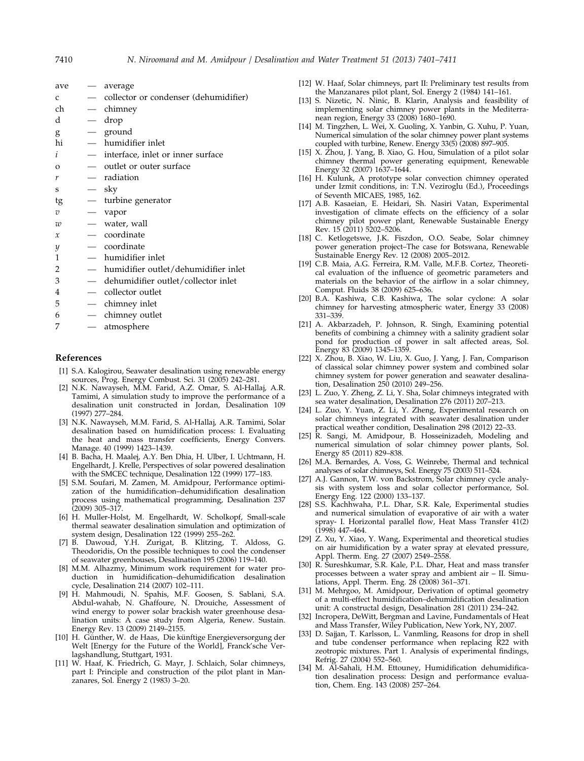| | | |
|---|---|---|
| ave | — | average |
| c | — | collector or condenser (dehumidifier) |
| ch | — | chimney |
| d | — | drop |
| g | — | ground |
| hi | — | humidifier inlet |
| $i$ | — | interface, inlet or inner surface |
| o | — | outlet or outer surface |
| $r$ | — | radiation |
| s | — | sky |
| tg | — | turbine generator |
| $v$ | — | vapor |
| $w$ | — | water, wall |
| $x$ | — | coordinate |
| $y$ | — | coordinate |
| 1 | — | humidifier inlet |
| 2 | — | humidifier outlet/dehumidifier inlet |
| 3 | — | dehumidifier outlet/collector inlet |
| 4 | — | collector outlet |
| 5 | — | chimney inlet |
| 6 | — | chimney outlet |
| 7 | — | atmosphere |

## References

[1] S.A. Kalogirou, Seawater desalination using renewable energy sources, Prog. Energy Combust. Sci. 31 (2005) 242–281.

[2] N.K. Nawayseh, M.M. Farid, A.Z. Omar, S. Al-Hallaj, A.R. Tamimi, A simulation study to improve the performance of a desalination unit constructed in Jordan, Desalination 109 (1997) 277–284.

[3] N.K. Nawayseh, M.M. Farid, S. Al-Hallaj, A.R. Tamimi, Solar desalination based on humidification process: I. Evaluating the heat and mass transfer coefficients, Energy Convers. Manage. 40 (1999) 1423–1439.

[4] B. Bacha, H. Maalej, A.Y. Ben Dhia, H. Ulber, I. Uchtmann, H. Engelhardt, J. Krelle, Perspectives of solar powered desalination with the SMCEC technique, Desalination 122 (1999) 177–183.

[5] S.M. Soufari, M. Zamen, M. Amidpour, Performance optimization of the humidification–dehumidification desalination process using mathematical programming, Desalination 237 (2009) 305–317.

[6] H. Muller-Holst, M. Engelhardt, W. Scholkopf, Small-scale thermal seawater desalination simulation and optimization of system design, Desalination 122 (1999) 255–262.

[7] B. Dawoud, Y.H. Zurigat, B. Klitzing, T. Aldoss, G. Theodoridis, On the possible techniques to cool the condenser of seawater greenhouses, Desalination 195 (2006) 119–140.

[8] M.M. Alhazmy, Minimum work requirement for water production in humidification–dehumidification desalination cycle, Desalination 214 (2007) 102–111.

[9] H. Mahmoudi, N. Spahis, M.F. Goosen, S. Sablani, S.A. Abdul-wahab, N. Ghaffoure, N. Drouiche, Assessment of wind energy to power solar brackish water greenhouse desalination units: A case study from Algeria, Renew. Sustain. Energy Rev. 13 (2009) 2149–2155.

[10] H. Günther, W. de Haas, Die künftige Energieversorgung der Welt [Energy for the Future of the World], Franck'sche Verlagshandlung, Stuttgart, 1931.

[11] W. Haaf, K. Friedrich, G. Mayr, J. Schlaich, Solar chimneys, part I: Principle and construction of the pilot plant in Manzanares, Sol. Energy 2 (1983) 3–20.

[12] W. Haaf, Solar chimneys, part II: Preliminary test results from the Manzanares pilot plant, Sol. Energy 2 (1984) 141–161.

[13] S. Nizetic, N. Ninic, B. Klarin, Analysis and feasibility of implementing solar chimney power plants in the Mediterranean region, Energy 33 (2008) 1680–1690.

[14] M. Tingzhen, L. Wei, X. Guoling, X. Yanbin, G. Xuhu, P. Yuan, Numerical simulation of the solar chimney power plant systems coupled with turbine, Renew. Energy 33(5) (2008) 897–905.

[15] X. Zhou, J. Yang, B. Xiao, G. Hou, Simulation of a pilot solar chimney thermal power generating equipment, Renewable Energy 32 (2007) 1637–1644.

[16] H. Kulunk, A prototype solar convection chimney operated under Izmit conditions, in: T.N. Veziroglu (Ed.), Proceedings of Seventh MICAES, 1985, 162.

[17] A.B. Kasaeian, E. Heidari, Sh. Nasiri Vatan, Experimental investigation of climate effects on the efficiency of a solar chimney pilot power plant, Renewable Sustainable Energy Rev. 15 (2011) 5202–5206.

[18] C. Ketlogetswe, J.K. Fiszdon, O.O. Seabe, Solar chimney power generation project–The case for Botswana, Renewable Sustainable Energy Rev. 12 (2008) 2005–2012.

[19] C.B. Maia, A.G. Ferreira, R.M. Valle, M.F.B. Cortez, Theoretical evaluation of the influence of geometric parameters and materials on the behavior of the airflow in a solar chimney, Comput. Fluids 38 (2009) 625–636.

[20] B.A. Kashiwa, C.B. Kashiwa, The solar cyclone: A solar chimney for harvesting atmospheric water, Energy 33 (2008) 331–339.

[21] A. Akbarzadeh, P. Johnson, R. Singh, Examining potential benefits of combining a chimney with a salinity gradient solar pond for production of power in salt affected areas, Sol. Energy 83 (2009) 1345–1359.

[22] X. Zhou, B. Xiao, W. Liu, X. Guo, J. Yang, J. Fan, Comparison of classical solar chimney power system and combined solar chimney system for power generation and seawater desalination, Desalination 250 (2010) 249–256.

[23] L. Zuo, Y. Zheng, Z. Li, Y. Sha, Solar chimneys integrated with sea water desalination, Desalination 276 (2011) 207–213.

[24] L. Zuo, Y. Yuan, Z. Li, Y. Zheng, Experimental research on solar chimneys integrated with seawater desalination under practical weather condition, Desalination 298 (2012) 22–33.

[25] R. Sangi, M. Amidpour, B. Hosseinizadeh, Modeling and numerical simulation of solar chimney power plants, Sol. Energy 85 (2011) 829–838.

[26] M.A. Bernardes, A. Voss, G. Weinrebe, Thermal and technical analyses of solar chimneys, Sol. Energy 75 (2003) 511–524.

[27] A.J. Gannon, T.W. von Backstrom, Solar chimney cycle analysis with system loss and solar collector performance, Sol. Energy Eng. 122 (2000) 133–137.

[28] S.S. Kachhwaha, P.L. Dhar, S.R. Kale, Experimental studies and numerical simulation of evaporative of air with a water spray- I. Horizontal parallel flow, Heat Mass Transfer 41(2) (1998) 447–464.

[29] Z. Xu, Y. Xiao, Y. Wang, Experimental and theoretical studies on air humidification by a water spray at elevated pressure, Appl. Therm. Eng. 27 (2007) 2549–2558.

[30] R. Sureshkumar, S.R. Kale, P.L. Dhar, Heat and mass transfer processes between a water spray and ambient air – II. Simulations, Appl. Therm. Eng. 28 (2008) 361–371.

[31] M. Mehrgoo, M. Amidpour, Derivation of optimal geometry of a multi-effect humidification–dehumidification desalination unit: A constructal design, Desalination 281 (2011) 234–242.

[32] Incropera, DeWitt, Bergman and Lavine, Fundamentals of Heat and Mass Transfer, Wiley Publication, New York, NY, 2007.

[33] D. Sajjan, T. Karlsson, L. Vanmling, Reasons for drop in shell and tube condenser performance when replacing R22 with zeotropic mixtures. Part 1. Analysis of experimental findings, Refrig. 27 (2004) 552–560.

[34] M. Al-Sahali, H.M. Ettouney, Humidification dehumidification desalination process: Design and performance evaluation, Chem. Eng. 143 (2008) 257–264.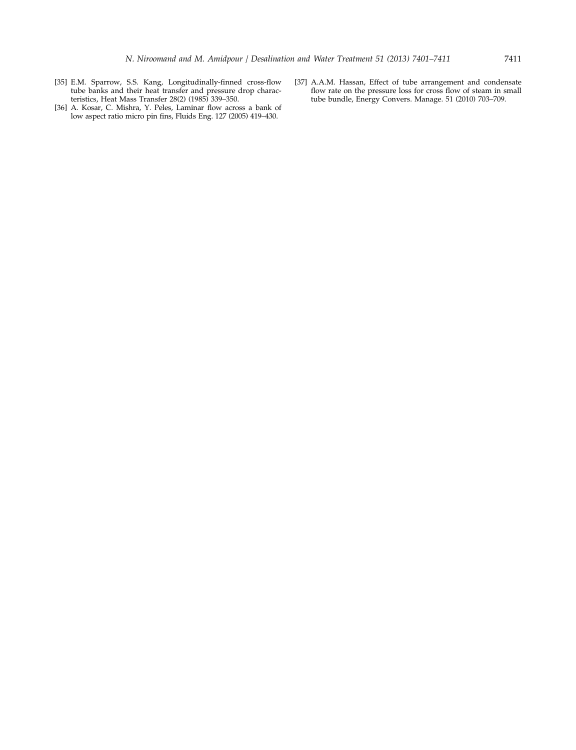[35] E.M. Sparrow, S.S. Kang, Longitudinally-finned cross-flow tube banks and their heat transfer and pressure drop characteristics, Heat Mass Transfer 28(2) (1985) 339–350.

[36] A. Kosar, C. Mishra, Y. Peles, Laminar flow across a bank of low aspect ratio micro pin fins, Fluids Eng. 127 (2005) 419–430.

[37] A.A.M. Hassan, Effect of tube arrangement and condensate flow rate on the pressure loss for cross flow of steam in small tube bundle, Energy Convers. Manage. 51 (2010) 703–709.